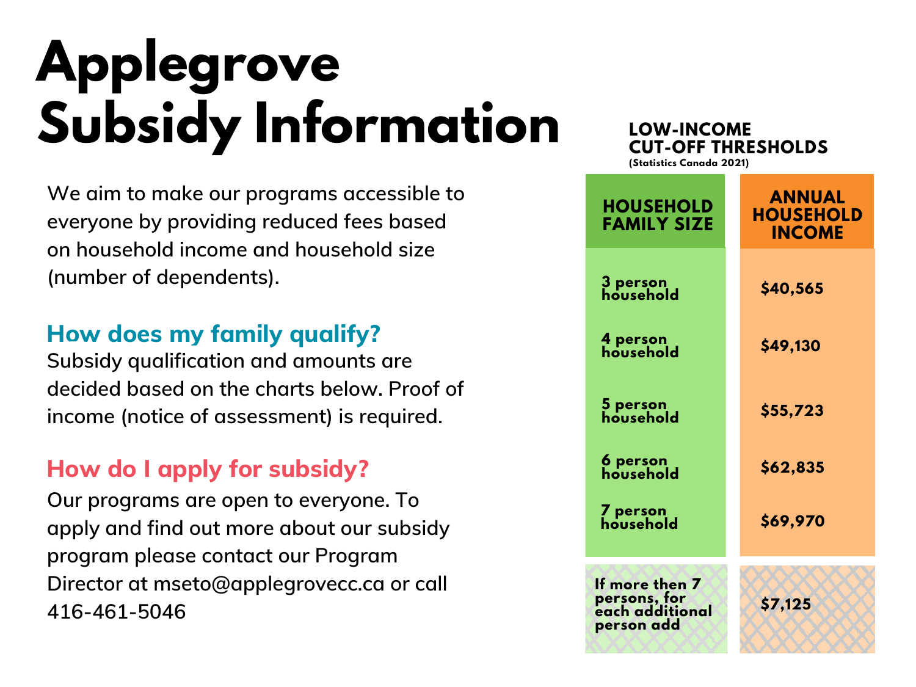# Applegrove Subsidy Information

We aim to make our programs accessible to everyone by providing reduced fees based on household income and household size (number of dependents).

## How does my family qualify?

Subsidy qualification and amounts are decided based on the charts below. Proof of income (notice of assessment) is required.

## How do I apply for subsidy?

Our programs are open to everyone. To apply and find out more about our subsidy program please contact our Program Director at mseto@applegrovecc.ca or call 416-461-5046

**LOW-INCOME CUT-OFF THRESHOLDS**
**(Statistics Canada 2021)**

| HOUSEHOLD FAMILY SIZE | ANNUAL HOUSEHOLD INCOME |
| --- | --- |
| 3 person household | $40,565 |
| 4 person household | $49,130 |
| 5 person household | $55,723 |
| 6 person household | $62,835 |
| 7 person household | $69,970 |
| If more then 7 persons, for each additional person add | $7,125 |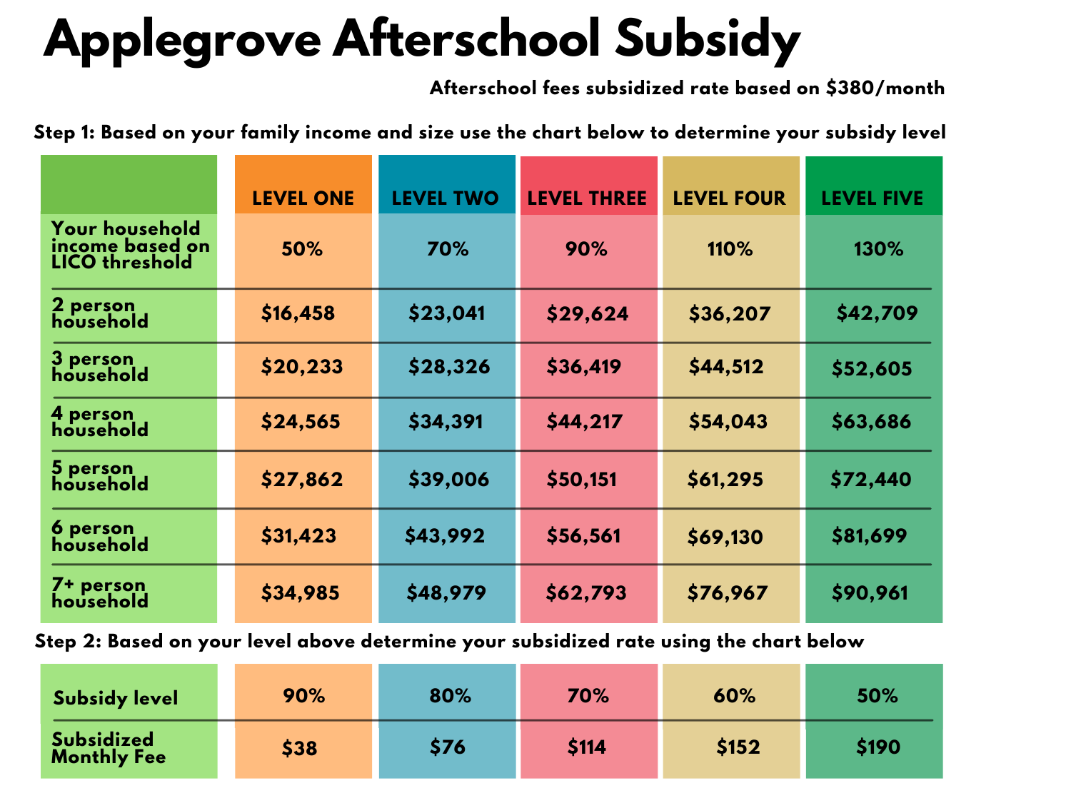# Applegrove Afterschool Subsidy

**Afterschool fees subsidized rate based on $380/month**

**Step 1: Based on your family income and size use the chart below to determine your subsidy level**

| | LEVEL ONE | LEVEL TWO | LEVEL THREE | LEVEL FOUR | LEVEL FIVE |
|---|---|---|---|---|---|
| Your household income based on LICO threshold | 50% | 70% | 90% | 110% | 130% |
| 2 person household | $16,458 | $23,041 | $29,624 | $36,207 | $42,709 |
| 3 person household | $20,233 | $28,326 | $36,419 | $44,512 | $52,605 |
| 4 person household | $24,565 | $34,391 | $44,217 | $54,043 | $63,686 |
| 5 person household | $27,862 | $39,006 | $50,151 | $61,295 | $72,440 |
| 6 person household | $31,423 | $43,992 | $56,561 | $69,130 | $81,699 |
| 7+ person household | $34,985 | $48,979 | $62,793 | $76,967 | $90,961 |

**Step 2: Based on your level above determine your subsidized rate using the chart below**

| | | | | | |
|---|---|---|---|---|---|
| Subsidy level | 90% | 80% | 70% | 60% | 50% |
| Subsidized Monthly Fee | $38 | $76 | $114 | $152 | $190 |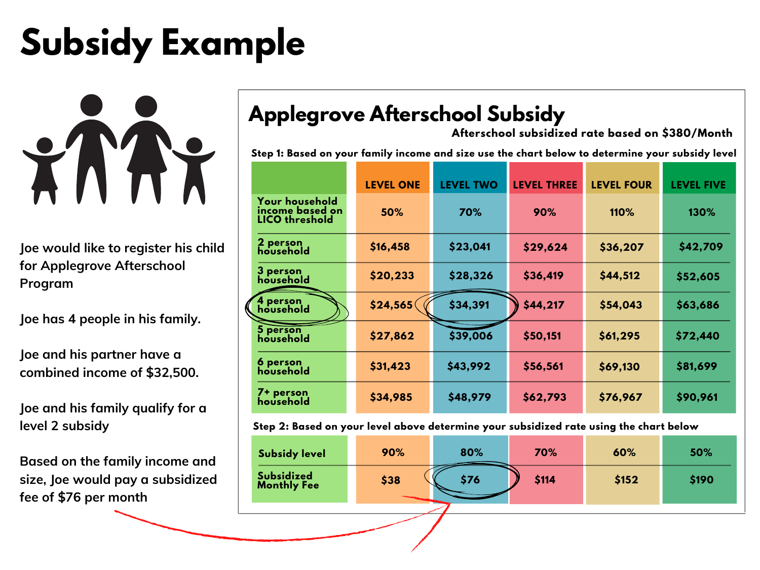# Subsidy Example

Joe would like to register his child for Applegrove Afterschool Program

Joe has 4 people in his family.

Joe and his partner have a combined income of $32,500.

Joe and his family qualify for a level 2 subsidy

Based on the family income and size, Joe would pay a subsidized fee of $76 per month

## Applegrove Afterschool Subsidy

**Afterschool subsidized rate based on $380/Month**

**Step 1: Based on your family income and size use the chart below to determine your subsidy level**

| | LEVEL ONE | LEVEL TWO | LEVEL THREE | LEVEL FOUR | LEVEL FIVE |
|---|---|---|---|---|---|
| Your household income based on LICO threshold | 50% | 70% | 90% | 110% | 130% |
| 2 person household | $16,458 | $23,041 | $29,624 | $36,207 | $42,709 |
| 3 person household | $20,233 | $28,326 | $36,419 | $44,512 | $52,605 |
| 4 person household | $24,565 | $34,391 | $44,217 | $54,043 | $63,686 |
| 5 person household | $27,862 | $39,006 | $50,151 | $61,295 | $72,440 |
| 6 person household | $31,423 | $43,992 | $56,561 | $69,130 | $81,699 |
| 7+ person household | $34,985 | $48,979 | $62,793 | $76,967 | $90,961 |

**Step 2: Based on your level above determine your subsidized rate using the chart below**

| | | | | | |
|---|---|---|---|---|---|
| Subsidy level | 90% | 80% | 70% | 60% | 50% |
| Subsidized Monthly Fee | $38 | $76 | $114 | $152 | $190 |